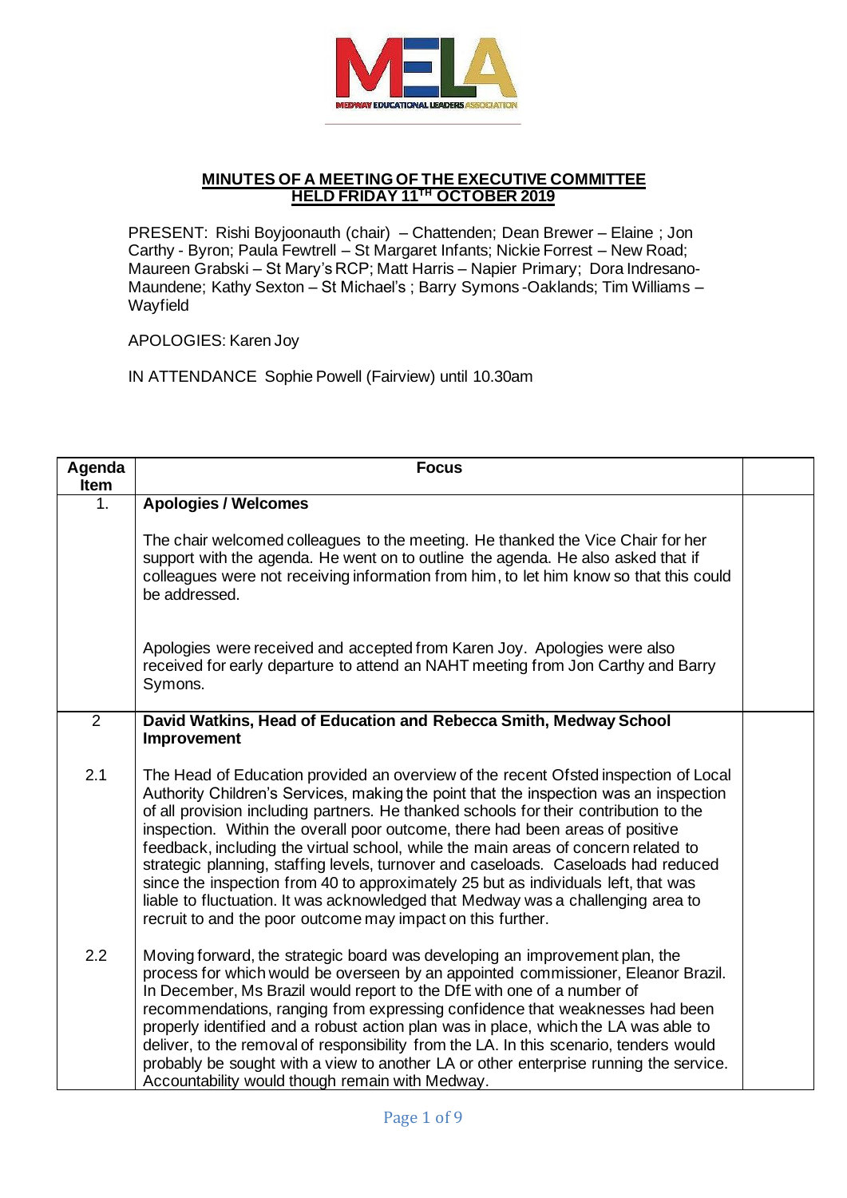MEDWAY EDUCATIONAL LEADERS ASSOCIATION

## MINUTES OF A MEETING OF THE EXECUTIVE COMMITTEE HELD FRIDAY 11TH OCTOBER 2019

PRESENT: Rishi Boyjoonauth (chair) – Chattenden; Dean Brewer – Elaine ; Jon Carthy - Byron; Paula Fewtrell – St Margaret Infants; Nickie Forrest – New Road; Maureen Grabski – St Mary's RCP; Matt Harris – Napier Primary; Dora Indresano-Maundene; Kathy Sexton – St Michael's ; Barry Symons -Oaklands; Tim Williams – Wayfield

APOLOGIES: Karen Joy

IN ATTENDANCE Sophie Powell (Fairview) until 10.30am

| Agenda Item | Focus | |
|---|---|---|
| 1. | **Apologies / Welcomes**<br><br>The chair welcomed colleagues to the meeting. He thanked the Vice Chair for her support with the agenda. He went on to outline the agenda. He also asked that if colleagues were not receiving information from him, to let him know so that this could be addressed.<br><br>Apologies were received and accepted from Karen Joy. Apologies were also received for early departure to attend an NAHT meeting from Jon Carthy and Barry Symons. | |
| 2 | **David Watkins, Head of Education and Rebecca Smith, Medway School Improvement** | |
| 2.1 | The Head of Education provided an overview of the recent Ofsted inspection of Local Authority Children's Services, making the point that the inspection was an inspection of all provision including partners. He thanked schools for their contribution to the inspection. Within the overall poor outcome, there had been areas of positive feedback, including the virtual school, while the main areas of concern related to strategic planning, staffing levels, turnover and caseloads. Caseloads had reduced since the inspection from 40 to approximately 25 but as individuals left, that was liable to fluctuation. It was acknowledged that Medway was a challenging area to recruit to and the poor outcome may impact on this further. | |
| 2.2 | Moving forward, the strategic board was developing an improvement plan, the process for which would be overseen by an appointed commissioner, Eleanor Brazil. In December, Ms Brazil would report to the DfE with one of a number of recommendations, ranging from expressing confidence that weaknesses had been properly identified and a robust action plan was in place, which the LA was able to deliver, to the removal of responsibility from the LA. In this scenario, tenders would probably be sought with a view to another LA or other enterprise running the service. Accountability would though remain with Medway. | |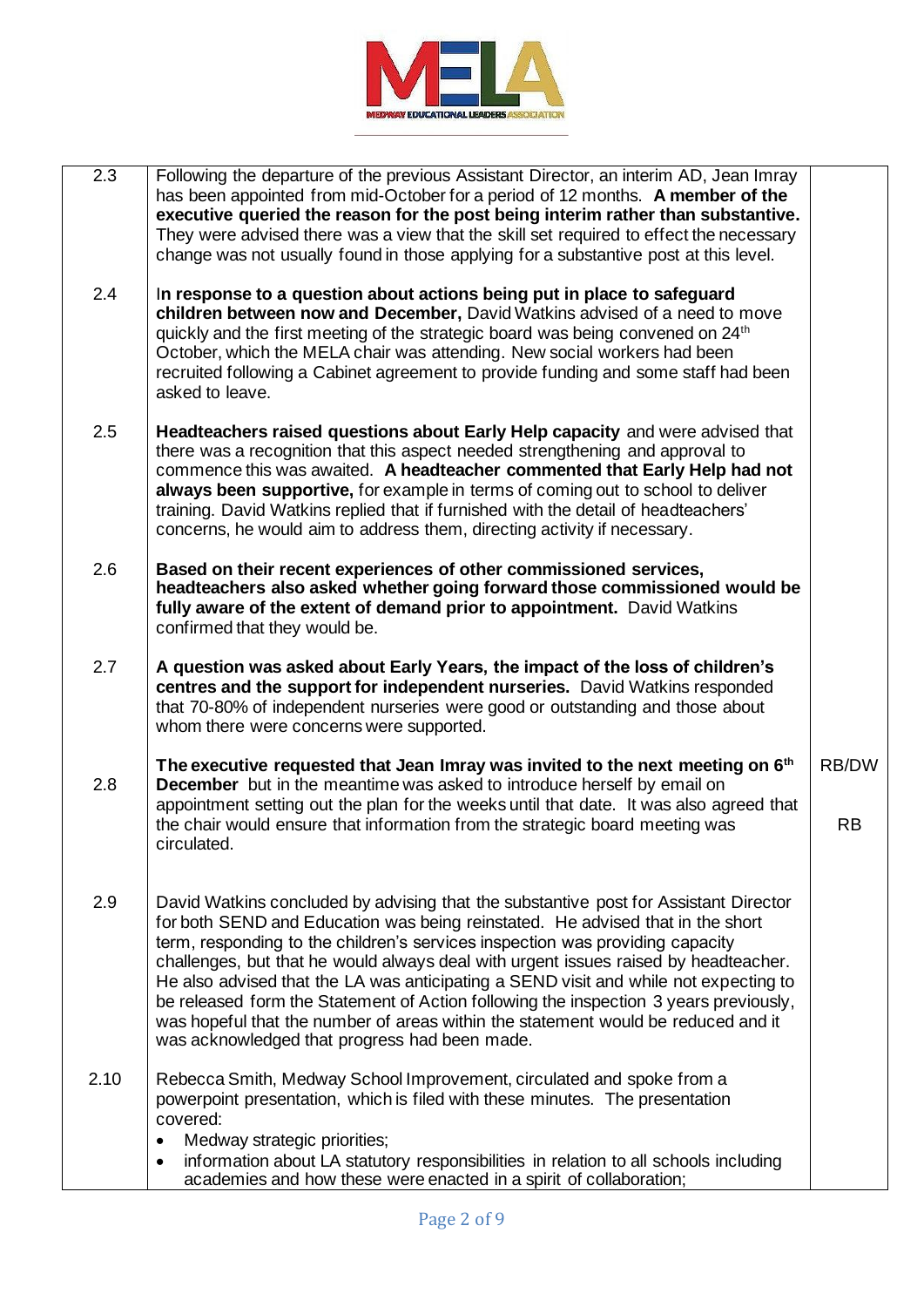| | | |
|---|---|---|
| 2.3 | Following the departure of the previous Assistant Director, an interim AD, Jean Imray has been appointed from mid-October for a period of 12 months. **A member of the executive queried the reason for the post being interim rather than substantive.** They were advised there was a view that the skill set required to effect the necessary change was not usually found in those applying for a substantive post at this level. | |
| 2.4 | I**n response to a question about actions being put in place to safeguard children between now and December,** David Watkins advised of a need to move quickly and the first meeting of the strategic board was being convened on 24th October, which the MELA chair was attending. New social workers had been recruited following a Cabinet agreement to provide funding and some staff had been asked to leave. | |
| 2.5 | **Headteachers raised questions about Early Help capacity** and were advised that there was a recognition that this aspect needed strengthening and approval to commence this was awaited. **A headteacher commented that Early Help had not always been supportive,** for example in terms of coming out to school to deliver training. David Watkins replied that if furnished with the detail of headteachers' concerns, he would aim to address them, directing activity if necessary. | |
| 2.6 | **Based on their recent experiences of other commissioned services, headteachers also asked whether going forward those commissioned would be fully aware of the extent of demand prior to appointment.** David Watkins confirmed that they would be. | |
| 2.7 | **A question was asked about Early Years, the impact of the loss of children's centres and the support for independent nurseries.** David Watkins responded that 70-80% of independent nurseries were good or outstanding and those about whom there were concerns were supported. | |
| 2.8 | **The executive requested that Jean Imray was invited to the next meeting on 6th December** but in the meantime was asked to introduce herself by email on appointment setting out the plan for the weeks until that date. It was also agreed that the chair would ensure that information from the strategic board meeting was circulated. | RB/DW<br><br>RB |
| 2.9 | David Watkins concluded by advising that the substantive post for Assistant Director for both SEND and Education was being reinstated. He advised that in the short term, responding to the children's services inspection was providing capacity challenges, but that he would always deal with urgent issues raised by headteacher. He also advised that the LA was anticipating a SEND visit and while not expecting to be released form the Statement of Action following the inspection 3 years previously, was hopeful that the number of areas within the statement would be reduced and it was acknowledged that progress had been made. | |
| 2.10 | Rebecca Smith, Medway School Improvement, circulated and spoke from a powerpoint presentation, which is filed with these minutes. The presentation covered:<br>• Medway strategic priorities;<br>• information about LA statutory responsibilities in relation to all schools including academies and how these were enacted in a spirit of collaboration; | |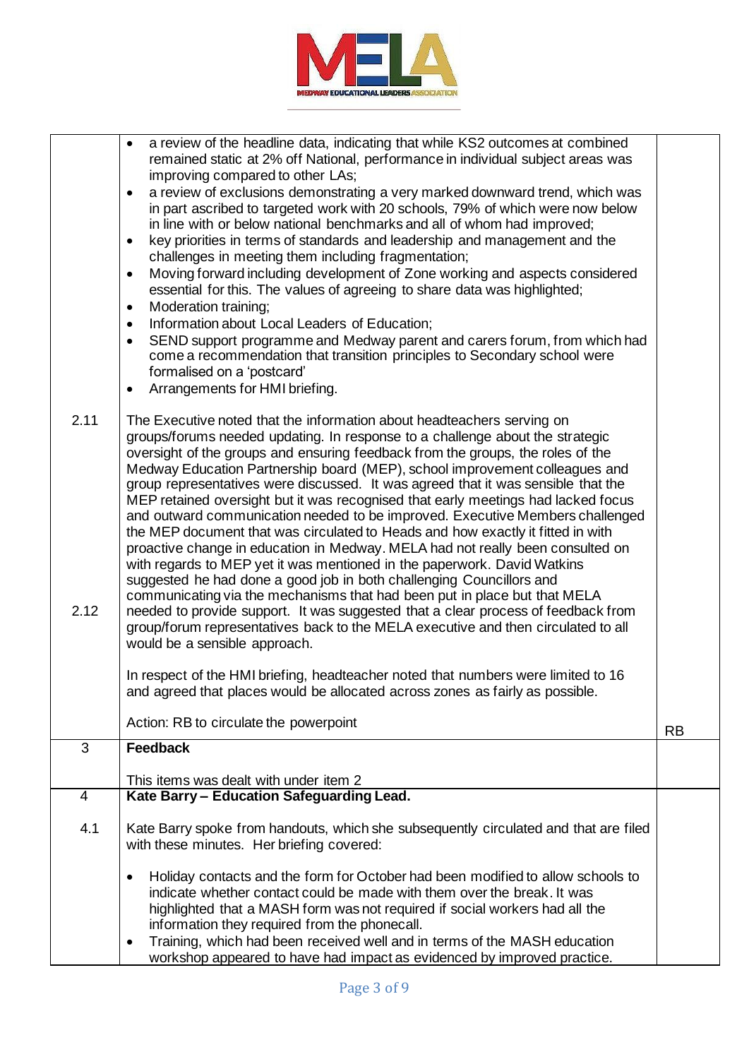| | | |
|---|---|---|
| | • a review of the headline data, indicating that while KS2 outcomes at combined remained static at 2% off National, performance in individual subject areas was improving compared to other LAs;<br>• a review of exclusions demonstrating a very marked downward trend, which was in part ascribed to targeted work with 20 schools, 79% of which were now below in line with or below national benchmarks and all of whom had improved;<br>• key priorities in terms of standards and leadership and management and the challenges in meeting them including fragmentation;<br>• Moving forward including development of Zone working and aspects considered essential for this. The values of agreeing to share data was highlighted;<br>• Moderation training;<br>• Information about Local Leaders of Education;<br>• SEND support programme and Medway parent and carers forum, from which had come a recommendation that transition principles to Secondary school were formalised on a 'postcard'<br>• Arrangements for HMI briefing. | |
| 2.11<br><br>2.12 | The Executive noted that the information about headteachers serving on groups/forums needed updating. In response to a challenge about the strategic oversight of the groups and ensuring feedback from the groups, the roles of the Medway Education Partnership board (MEP), school improvement colleagues and group representatives were discussed. It was agreed that it was sensible that the MEP retained oversight but it was recognised that early meetings had lacked focus and outward communication needed to be improved. Executive Members challenged the MEP document that was circulated to Heads and how exactly it fitted in with proactive change in education in Medway. MELA had not really been consulted on with regards to MEP yet it was mentioned in the paperwork. David Watkins suggested he had done a good job in both challenging Councillors and communicating via the mechanisms that had been put in place but that MELA needed to provide support. It was suggested that a clear process of feedback from group/forum representatives back to the MELA executive and then circulated to all would be a sensible approach.<br><br>In respect of the HMI briefing, headteacher noted that numbers were limited to 16 and agreed that places would be allocated across zones as fairly as possible.<br><br>Action: RB to circulate the powerpoint | RB |
| 3 | **Feedback**<br><br>This items was dealt with under item 2 | |
| 4<br><br>4.1 | **Kate Barry – Education Safeguarding Lead.**<br><br>Kate Barry spoke from handouts, which she subsequently circulated and that are filed with these minutes. Her briefing covered:<br><br>• Holiday contacts and the form for October had been modified to allow schools to indicate whether contact could be made with them over the break. It was highlighted that a MASH form was not required if social workers had all the information they required from the phonecall.<br>• Training, which had been received well and in terms of the MASH education workshop appeared to have had impact as evidenced by improved practice. | |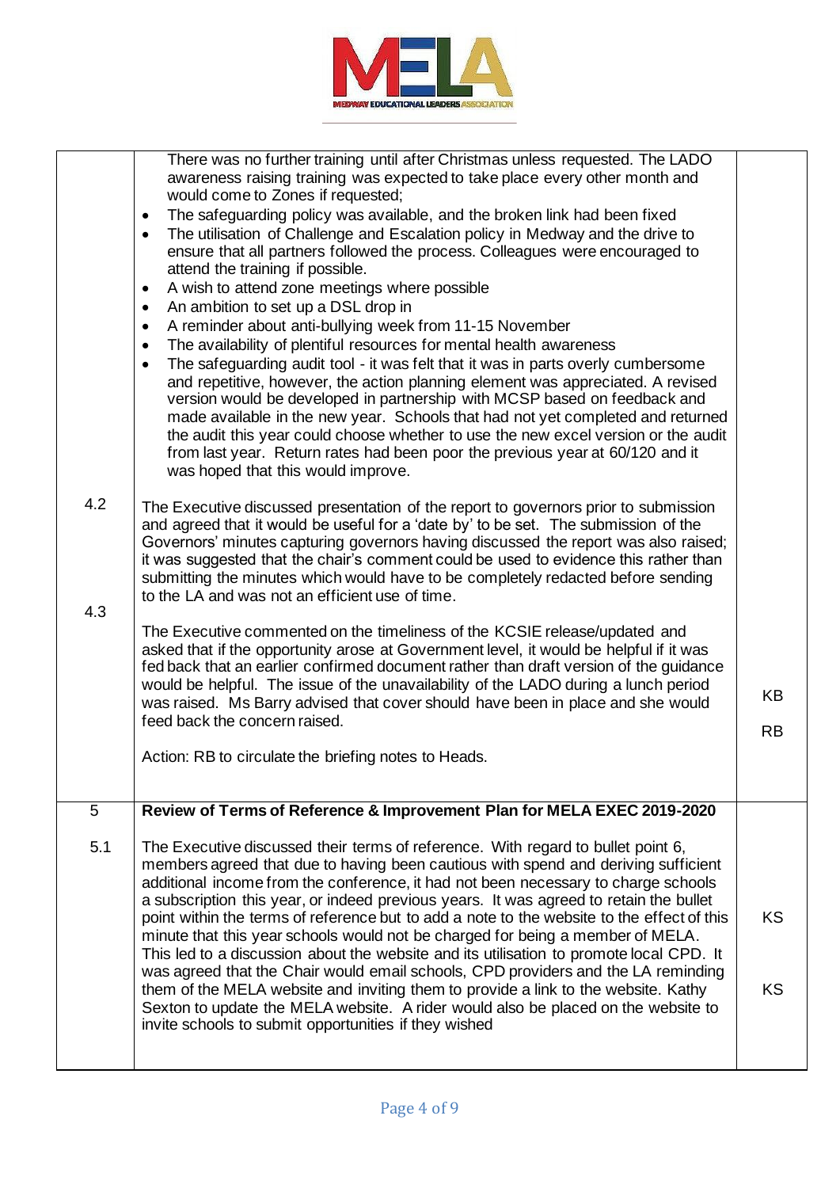| | | |
|---|---|---|
| | There was no further training until after Christmas unless requested. The LADO awareness raising training was expected to take place every other month and would come to Zones if requested;<br>• The safeguarding policy was available, and the broken link had been fixed<br>• The utilisation of Challenge and Escalation policy in Medway and the drive to ensure that all partners followed the process. Colleagues were encouraged to attend the training if possible.<br>• A wish to attend zone meetings where possible<br>• An ambition to set up a DSL drop in<br>• A reminder about anti-bullying week from 11-15 November<br>• The availability of plentiful resources for mental health awareness<br>• The safeguarding audit tool - it was felt that it was in parts overly cumbersome and repetitive, however, the action planning element was appreciated. A revised version would be developed in partnership with MCSP based on feedback and made available in the new year. Schools that had not yet completed and returned the audit this year could choose whether to use the new excel version or the audit from last year. Return rates had been poor the previous year at 60/120 and it was hoped that this would improve. | |
| 4.2 | The Executive discussed presentation of the report to governors prior to submission and agreed that it would be useful for a 'date by' to be set. The submission of the Governors' minutes capturing governors having discussed the report was also raised; it was suggested that the chair's comment could be used to evidence this rather than submitting the minutes which would have to be completely redacted before sending to the LA and was not an efficient use of time. | |
| 4.3 | The Executive commented on the timeliness of the KCSIE release/updated and asked that if the opportunity arose at Government level, it would be helpful if it was fed back that an earlier confirmed document rather than draft version of the guidance would be helpful. The issue of the unavailability of the LADO during a lunch period was raised. Ms Barry advised that cover should have been in place and she would feed back the concern raised.<br><br>Action: RB to circulate the briefing notes to Heads. | KB<br><br>RB |
| 5 | **Review of Terms of Reference & Improvement Plan for MELA EXEC 2019-2020** | |
| 5.1 | The Executive discussed their terms of reference. With regard to bullet point 6, members agreed that due to having been cautious with spend and deriving sufficient additional income from the conference, it had not been necessary to charge schools a subscription this year, or indeed previous years. It was agreed to retain the bullet point within the terms of reference but to add a note to the website to the effect of this minute that this year schools would not be charged for being a member of MELA. This led to a discussion about the website and its utilisation to promote local CPD. It was agreed that the Chair would email schools, CPD providers and the LA reminding them of the MELA website and inviting them to provide a link to the website. Kathy Sexton to update the MELA website. A rider would also be placed on the website to invite schools to submit opportunities if they wished | KS<br><br>KS |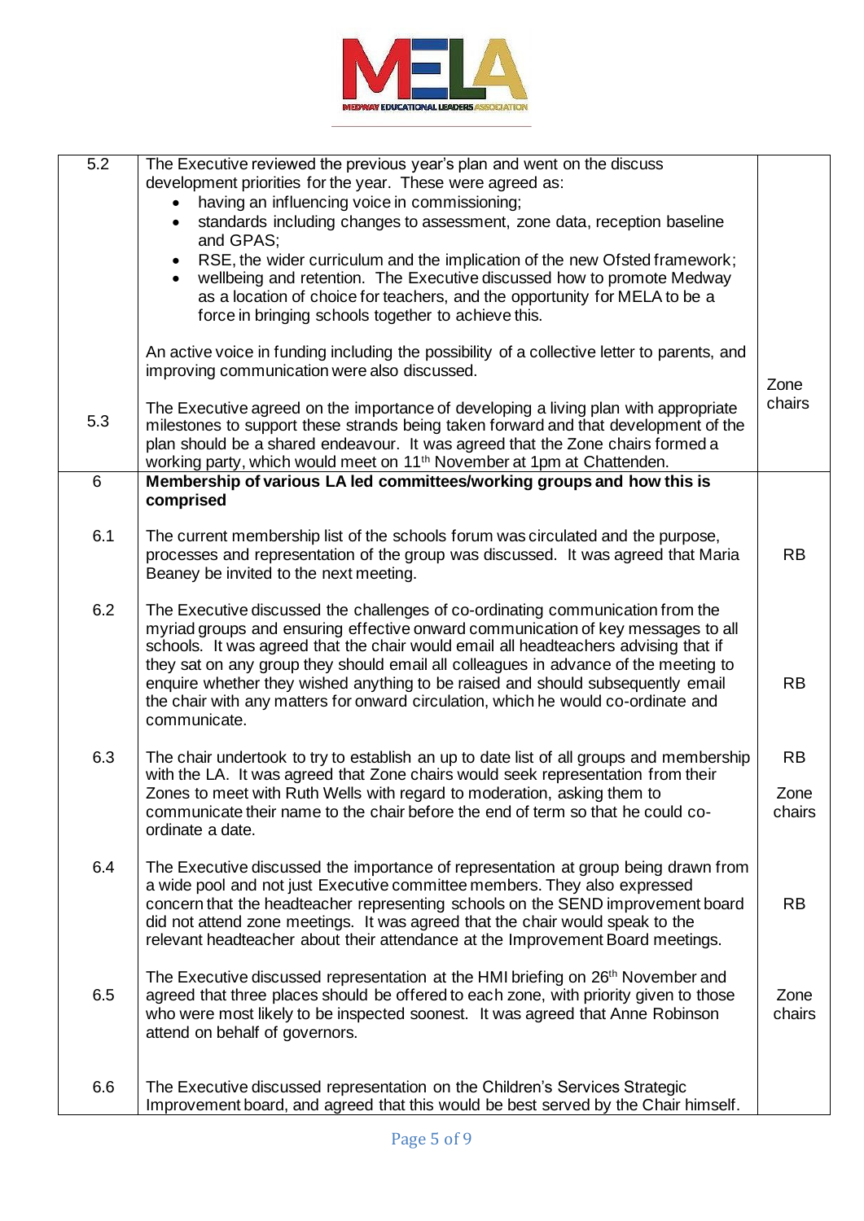| | | |
|---|---|---|
| 5.2 | The Executive reviewed the previous year's plan and went on the discuss development priorities for the year. These were agreed as:<br>• having an influencing voice in commissioning;<br>• standards including changes to assessment, zone data, reception baseline and GPAS;<br>• RSE, the wider curriculum and the implication of the new Ofsted framework;<br>• wellbeing and retention. The Executive discussed how to promote Medway as a location of choice for teachers, and the opportunity for MELA to be a force in bringing schools together to achieve this.<br><br>An active voice in funding including the possibility of a collective letter to parents, and improving communication were also discussed. | |
| 5.3 | The Executive agreed on the importance of developing a living plan with appropriate milestones to support these strands being taken forward and that development of the plan should be a shared endeavour. It was agreed that the Zone chairs formed a working party, which would meet on 11th November at 1pm at Chattenden. | Zone chairs |
| 6 | **Membership of various LA led committees/working groups and how this is comprised** | |
| 6.1 | The current membership list of the schools forum was circulated and the purpose, processes and representation of the group was discussed. It was agreed that Maria Beaney be invited to the next meeting. | RB |
| 6.2 | The Executive discussed the challenges of co-ordinating communication from the myriad groups and ensuring effective onward communication of key messages to all schools. It was agreed that the chair would email all headteachers advising that if they sat on any group they should email all colleagues in advance of the meeting to enquire whether they wished anything to be raised and should subsequently email the chair with any matters for onward circulation, which he would co-ordinate and communicate. | RB |
| 6.3 | The chair undertook to try to establish an up to date list of all groups and membership with the LA. It was agreed that Zone chairs would seek representation from their Zones to meet with Ruth Wells with regard to moderation, asking them to communicate their name to the chair before the end of term so that he could co-ordinate a date. | RB<br><br>Zone chairs |
| 6.4 | The Executive discussed the importance of representation at group being drawn from a wide pool and not just Executive committee members. They also expressed concern that the headteacher representing schools on the SEND improvement board did not attend zone meetings. It was agreed that the chair would speak to the relevant headteacher about their attendance at the Improvement Board meetings. | RB |
| 6.5 | The Executive discussed representation at the HMI briefing on 26th November and agreed that three places should be offered to each zone, with priority given to those who were most likely to be inspected soonest. It was agreed that Anne Robinson attend on behalf of governors. | Zone chairs |
| 6.6 | The Executive discussed representation on the Children's Services Strategic Improvement board, and agreed that this would be best served by the Chair himself. | |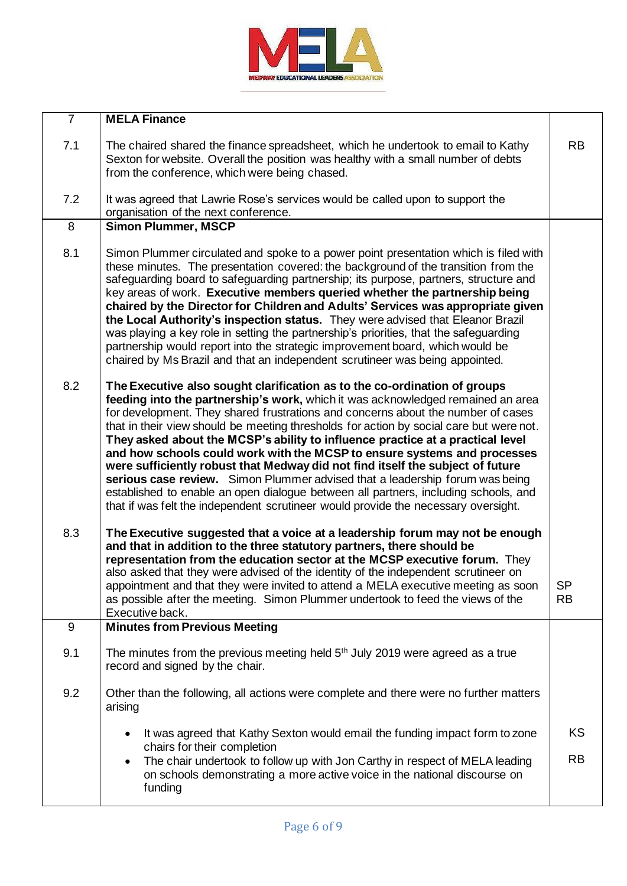| | | |
|---|---|---|
| 7 | **MELA Finance** | |
| 7.1 | The chaired shared the finance spreadsheet, which he undertook to email to Kathy Sexton for website. Overall the position was healthy with a small number of debts from the conference, which were being chased. | RB |
| 7.2 | It was agreed that Lawrie Rose's services would be called upon to support the organisation of the next conference. | |
| 8 | **Simon Plummer, MSCP** | |
| 8.1 | Simon Plummer circulated and spoke to a power point presentation which is filed with these minutes. The presentation covered: the background of the transition from the safeguarding board to safeguarding partnership; its purpose, partners, structure and key areas of work. **Executive members queried whether the partnership being chaired by the Director for Children and Adults' Services was appropriate given the Local Authority's inspection status.** They were advised that Eleanor Brazil was playing a key role in setting the partnership's priorities, that the safeguarding partnership would report into the strategic improvement board, which would be chaired by Ms Brazil and that an independent scrutineer was being appointed. | |
| 8.2 | **The Executive also sought clarification as to the co-ordination of groups feeding into the partnership's work,** which it was acknowledged remained an area for development. They shared frustrations and concerns about the number of cases that in their view should be meeting thresholds for action by social care but were not. **They asked about the MCSP's ability to influence practice at a practical level and how schools could work with the MCSP to ensure systems and processes were sufficiently robust that Medway did not find itself the subject of future serious case review.** Simon Plummer advised that a leadership forum was being established to enable an open dialogue between all partners, including schools, and that if was felt the independent scrutineer would provide the necessary oversight. | |
| 8.3 | **The Executive suggested that a voice at a leadership forum may not be enough and that in addition to the three statutory partners, there should be representation from the education sector at the MCSP executive forum.** They also asked that they were advised of the identity of the independent scrutineer on appointment and that they were invited to attend a MELA executive meeting as soon as possible after the meeting. Simon Plummer undertook to feed the views of the Executive back. | SP<br>RB |
| 9 | **Minutes from Previous Meeting** | |
| 9.1 | The minutes from the previous meeting held 5th July 2019 were agreed as a true record and signed by the chair. | |
| 9.2 | Other than the following, all actions were complete and there were no further matters arising<br><br>• It was agreed that Kathy Sexton would email the funding impact form to zone chairs for their completion<br>• The chair undertook to follow up with Jon Carthy in respect of MELA leading on schools demonstrating a more active voice in the national discourse on funding | KS<br><br>RB |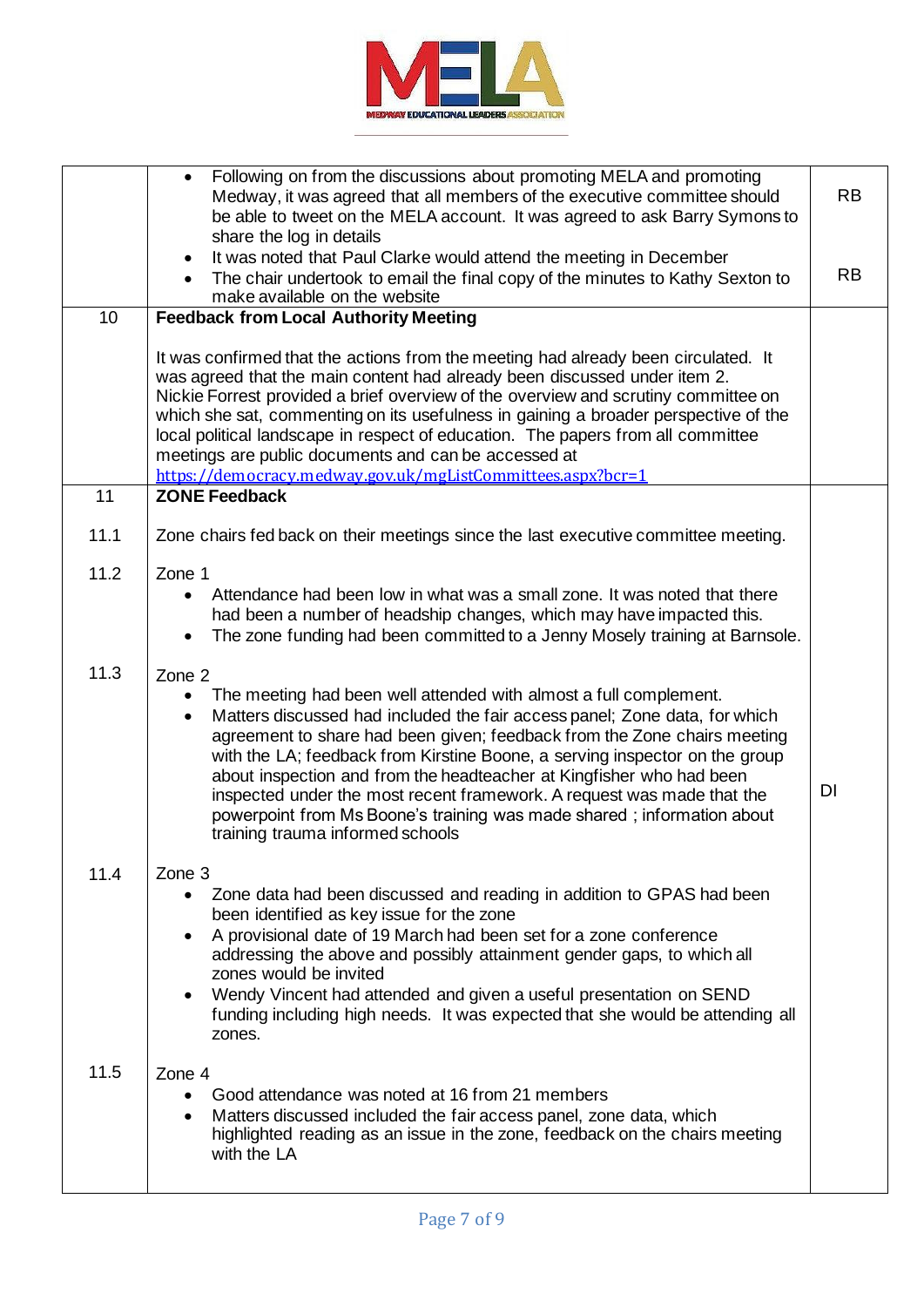| | | |
|---|---|---|
| | • Following on from the discussions about promoting MELA and promoting Medway, it was agreed that all members of the executive committee should be able to tweet on the MELA account. It was agreed to ask Barry Symons to share the log in details<br>• It was noted that Paul Clarke would attend the meeting in December<br>• The chair undertook to email the final copy of the minutes to Kathy Sexton to make available on the website | RB<br><br>RB |
| 10 | **Feedback from Local Authority Meeting**<br><br>It was confirmed that the actions from the meeting had already been circulated. It was agreed that the main content had already been discussed under item 2. Nickie Forrest provided a brief overview of the overview and scrutiny committee on which she sat, commenting on its usefulness in gaining a broader perspective of the local political landscape in respect of education. The papers from all committee meetings are public documents and can be accessed at https://democracy.medway.gov.uk/mgListCommittees.aspx?bcr=1 | |
| 11 | **ZONE Feedback** | |
| 11.1 | Zone chairs fed back on their meetings since the last executive committee meeting. | |
| 11.2 | Zone 1<br>• Attendance had been low in what was a small zone. It was noted that there had been a number of headship changes, which may have impacted this.<br>• The zone funding had been committed to a Jenny Mosely training at Barnsole. | |
| 11.3 | Zone 2<br>• The meeting had been well attended with almost a full complement.<br>• Matters discussed had included the fair access panel; Zone data, for which agreement to share had been given; feedback from the Zone chairs meeting with the LA; feedback from Kirstine Boone, a serving inspector on the group about inspection and from the headteacher at Kingfisher who had been inspected under the most recent framework. A request was made that the powerpoint from Ms Boone's training was made shared ; information about training trauma informed schools | DI |
| 11.4 | Zone 3<br>• Zone data had been discussed and reading in addition to GPAS had been been identified as key issue for the zone<br>• A provisional date of 19 March had been set for a zone conference addressing the above and possibly attainment gender gaps, to which all zones would be invited<br>• Wendy Vincent had attended and given a useful presentation on SEND funding including high needs. It was expected that she would be attending all zones. | |
| 11.5 | Zone 4<br>• Good attendance was noted at 16 from 21 members<br>• Matters discussed included the fair access panel, zone data, which highlighted reading as an issue in the zone, feedback on the chairs meeting with the LA | |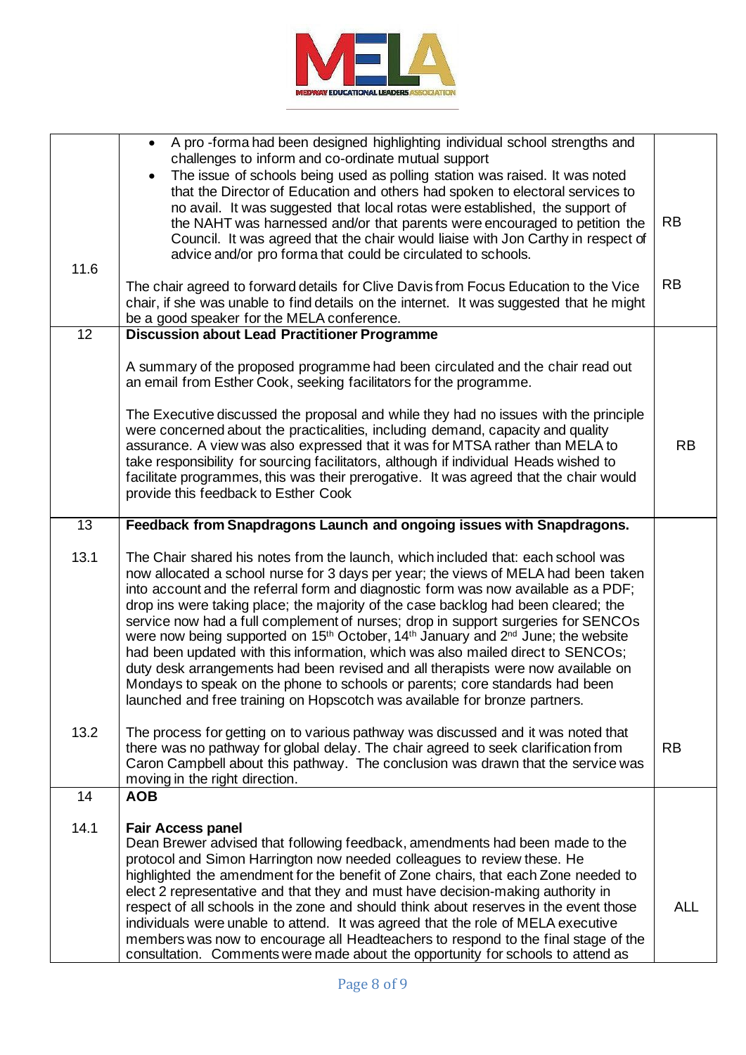| | | |
|---|---|---|
| 11.6 | • A pro -forma had been designed highlighting individual school strengths and challenges to inform and co-ordinate mutual support<br>• The issue of schools being used as polling station was raised. It was noted that the Director of Education and others had spoken to electoral services to no avail. It was suggested that local rotas were established, the support of the NAHT was harnessed and/or that parents were encouraged to petition the Council. It was agreed that the chair would liaise with Jon Carthy in respect of advice and/or pro forma that could be circulated to schools.<br><br>The chair agreed to forward details for Clive Davis from Focus Education to the Vice chair, if she was unable to find details on the internet. It was suggested that he might be a good speaker for the MELA conference. | RB<br><br>RB |
| 12 | **Discussion about Lead Practitioner Programme**<br><br>A summary of the proposed programme had been circulated and the chair read out an email from Esther Cook, seeking facilitators for the programme.<br><br>The Executive discussed the proposal and while they had no issues with the principle were concerned about the practicalities, including demand, capacity and quality assurance. A view was also expressed that it was for MTSA rather than MELA to take responsibility for sourcing facilitators, although if individual Heads wished to facilitate programmes, this was their prerogative. It was agreed that the chair would provide this feedback to Esther Cook | RB |
| 13 | **Feedback from Snapdragons Launch and ongoing issues with Snapdragons.** | |
| 13.1 | The Chair shared his notes from the launch, which included that: each school was now allocated a school nurse for 3 days per year; the views of MELA had been taken into account and the referral form and diagnostic form was now available as a PDF; drop ins were taking place; the majority of the case backlog had been cleared; the service now had a full complement of nurses; drop in support surgeries for SENCOs were now being supported on 15th October, 14th January and 2nd June; the website had been updated with this information, which was also mailed direct to SENCOs; duty desk arrangements had been revised and all therapists were now available on Mondays to speak on the phone to schools or parents; core standards had been launched and free training on Hopscotch was available for bronze partners. | |
| 13.2 | The process for getting on to various pathway was discussed and it was noted that there was no pathway for global delay. The chair agreed to seek clarification from Caron Campbell about this pathway. The conclusion was drawn that the service was moving in the right direction. | RB |
| 14 | **AOB** | |
| 14.1 | **Fair Access panel**<br>Dean Brewer advised that following feedback, amendments had been made to the protocol and Simon Harrington now needed colleagues to review these. He highlighted the amendment for the benefit of Zone chairs, that each Zone needed to elect 2 representative and that they and must have decision-making authority in respect of all schools in the zone and should think about reserves in the event those individuals were unable to attend. It was agreed that the role of MELA executive members was now to encourage all Headteachers to respond to the final stage of the consultation. Comments were made about the opportunity for schools to attend as | ALL |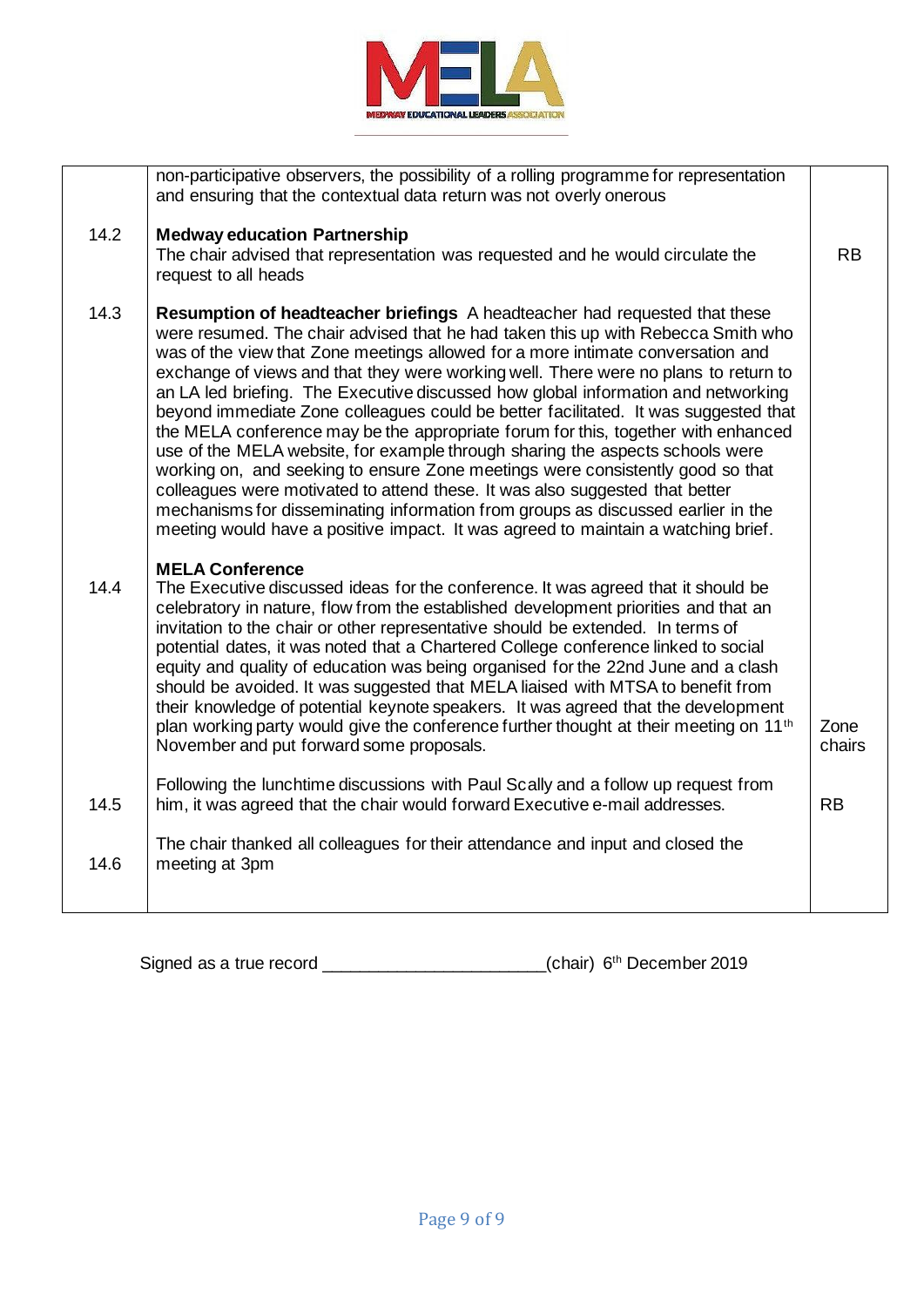| | | |
|---|---|---|
| | non-participative observers, the possibility of a rolling programme for representation and ensuring that the contextual data return was not overly onerous | |
| 14.2 | **Medway education Partnership**<br>The chair advised that representation was requested and he would circulate the request to all heads | RB |
| 14.3 | **Resumption of headteacher briefings** A headteacher had requested that these were resumed. The chair advised that he had taken this up with Rebecca Smith who was of the view that Zone meetings allowed for a more intimate conversation and exchange of views and that they were working well. There were no plans to return to an LA led briefing. The Executive discussed how global information and networking beyond immediate Zone colleagues could be better facilitated. It was suggested that the MELA conference may be the appropriate forum for this, together with enhanced use of the MELA website, for example through sharing the aspects schools were working on, and seeking to ensure Zone meetings were consistently good so that colleagues were motivated to attend these. It was also suggested that better mechanisms for disseminating information from groups as discussed earlier in the meeting would have a positive impact. It was agreed to maintain a watching brief. | |
| 14.4 | **MELA Conference**<br>The Executive discussed ideas for the conference. It was agreed that it should be celebratory in nature, flow from the established development priorities and that an invitation to the chair or other representative should be extended. In terms of potential dates, it was noted that a Chartered College conference linked to social equity and quality of education was being organised for the 22nd June and a clash should be avoided. It was suggested that MELA liaised with MTSA to benefit from their knowledge of potential keynote speakers. It was agreed that the development plan working party would give the conference further thought at their meeting on 11th November and put forward some proposals. | Zone chairs |
| 14.5 | Following the lunchtime discussions with Paul Scally and a follow up request from him, it was agreed that the chair would forward Executive e-mail addresses. | RB |
| 14.6 | The chair thanked all colleagues for their attendance and input and closed the meeting at 3pm | |

Signed as a true record ______________________(chair) 6th December 2019